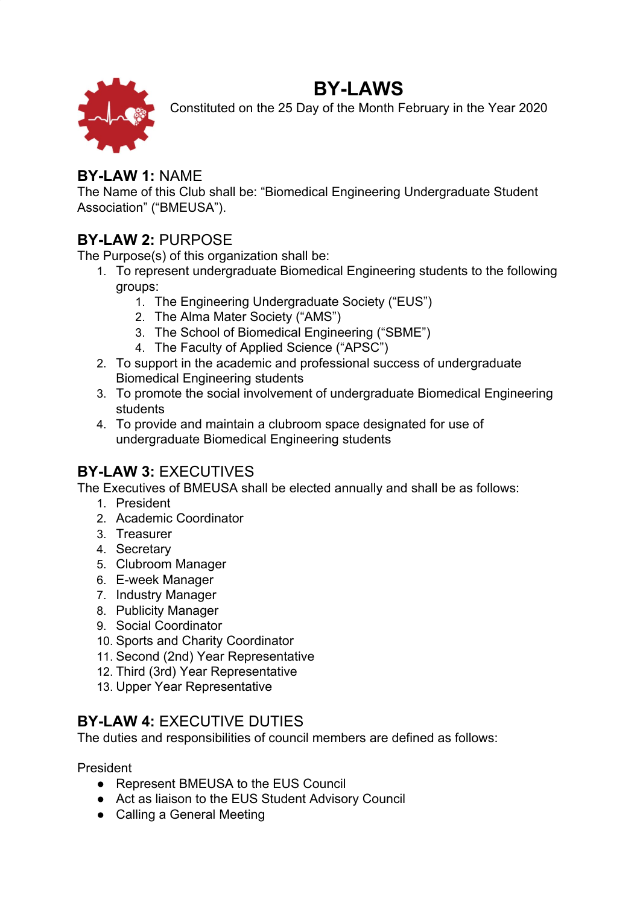# BY-LAWS

Constituted on the 25 Day of the Month February in the Year 2020

## **BY-LAW 1:** NAME

The Name of this Club shall be: "Biomedical Engineering Undergraduate Student Association" ("BMEUSA").

## **BY-LAW 2:** PURPOSE

The Purpose(s) of this organization shall be:

1. To represent undergraduate Biomedical Engineering students to the following groups:
   1. The Engineering Undergraduate Society ("EUS")
   2. The Alma Mater Society ("AMS")
   3. The School of Biomedical Engineering ("SBME")
   4. The Faculty of Applied Science ("APSC")
2. To support in the academic and professional success of undergraduate Biomedical Engineering students
3. To promote the social involvement of undergraduate Biomedical Engineering students
4. To provide and maintain a clubroom space designated for use of undergraduate Biomedical Engineering students

## **BY-LAW 3:** EXECUTIVES

The Executives of BMEUSA shall be elected annually and shall be as follows:

1. President
2. Academic Coordinator
3. Treasurer
4. Secretary
5. Clubroom Manager
6. E-week Manager
7. Industry Manager
8. Publicity Manager
9. Social Coordinator
10. Sports and Charity Coordinator
11. Second (2nd) Year Representative
12. Third (3rd) Year Representative
13. Upper Year Representative

## **BY-LAW 4:** EXECUTIVE DUTIES

The duties and responsibilities of council members are defined as follows:

President

- Represent BMEUSA to the EUS Council
- Act as liaison to the EUS Student Advisory Council
- Calling a General Meeting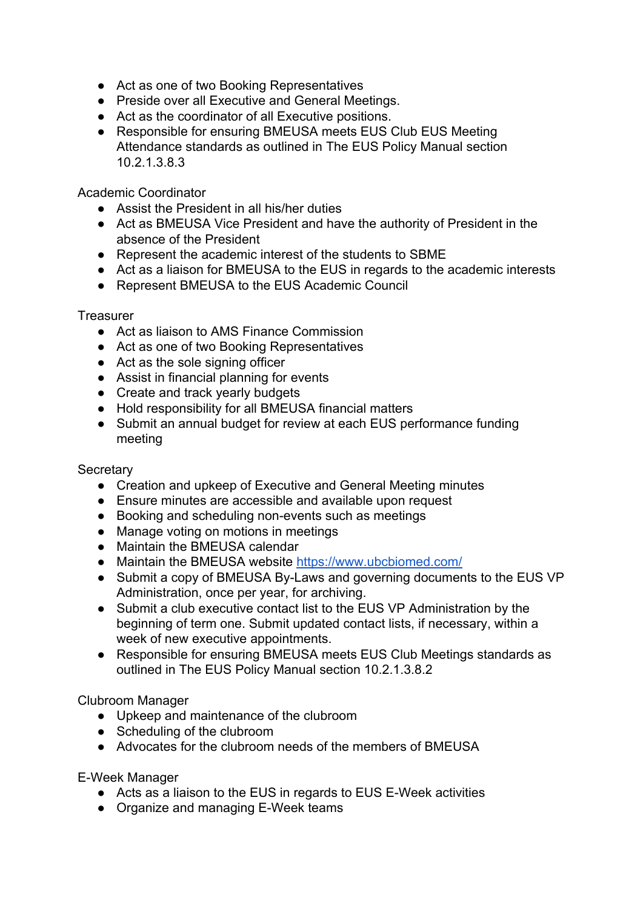- Act as one of two Booking Representatives
- Preside over all Executive and General Meetings.
- Act as the coordinator of all Executive positions.
- Responsible for ensuring BMEUSA meets EUS Club EUS Meeting Attendance standards as outlined in The EUS Policy Manual section 10.2.1.3.8.3

Academic Coordinator

- Assist the President in all his/her duties
- Act as BMEUSA Vice President and have the authority of President in the absence of the President
- Represent the academic interest of the students to SBME
- Act as a liaison for BMEUSA to the EUS in regards to the academic interests
- Represent BMEUSA to the EUS Academic Council

Treasurer

- Act as liaison to AMS Finance Commission
- Act as one of two Booking Representatives
- Act as the sole signing officer
- Assist in financial planning for events
- Create and track yearly budgets
- Hold responsibility for all BMEUSA financial matters
- Submit an annual budget for review at each EUS performance funding meeting

Secretary

- Creation and upkeep of Executive and General Meeting minutes
- Ensure minutes are accessible and available upon request
- Booking and scheduling non-events such as meetings
- Manage voting on motions in meetings
- Maintain the BMEUSA calendar
- Maintain the BMEUSA website [https://www.ubcbiomed.com/](https://www.ubcbiomed.com/)
- Submit a copy of BMEUSA By-Laws and governing documents to the EUS VP Administration, once per year, for archiving.
- Submit a club executive contact list to the EUS VP Administration by the beginning of term one. Submit updated contact lists, if necessary, within a week of new executive appointments.
- Responsible for ensuring BMEUSA meets EUS Club Meetings standards as outlined in The EUS Policy Manual section 10.2.1.3.8.2

Clubroom Manager

- Upkeep and maintenance of the clubroom
- Scheduling of the clubroom
- Advocates for the clubroom needs of the members of BMEUSA

E-Week Manager

- Acts as a liaison to the EUS in regards to EUS E-Week activities
- Organize and managing E-Week teams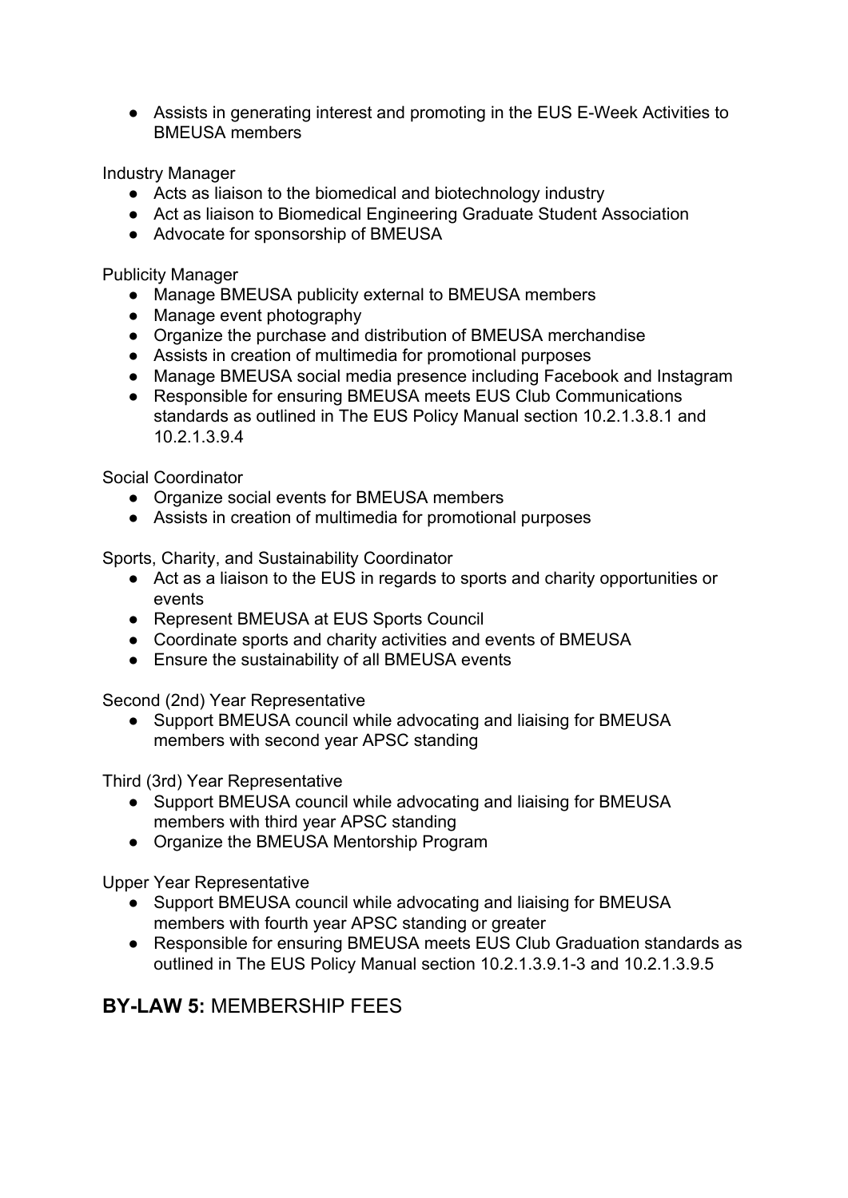- Assists in generating interest and promoting in the EUS E-Week Activities to BMEUSA members

Industry Manager

- Acts as liaison to the biomedical and biotechnology industry
- Act as liaison to Biomedical Engineering Graduate Student Association
- Advocate for sponsorship of BMEUSA

Publicity Manager

- Manage BMEUSA publicity external to BMEUSA members
- Manage event photography
- Organize the purchase and distribution of BMEUSA merchandise
- Assists in creation of multimedia for promotional purposes
- Manage BMEUSA social media presence including Facebook and Instagram
- Responsible for ensuring BMEUSA meets EUS Club Communications standards as outlined in The EUS Policy Manual section 10.2.1.3.8.1 and 10.2.1.3.9.4

Social Coordinator

- Organize social events for BMEUSA members
- Assists in creation of multimedia for promotional purposes

Sports, Charity, and Sustainability Coordinator

- Act as a liaison to the EUS in regards to sports and charity opportunities or events
- Represent BMEUSA at EUS Sports Council
- Coordinate sports and charity activities and events of BMEUSA
- Ensure the sustainability of all BMEUSA events

Second (2nd) Year Representative

- Support BMEUSA council while advocating and liaising for BMEUSA members with second year APSC standing

Third (3rd) Year Representative

- Support BMEUSA council while advocating and liaising for BMEUSA members with third year APSC standing
- Organize the BMEUSA Mentorship Program

Upper Year Representative

- Support BMEUSA council while advocating and liaising for BMEUSA members with fourth year APSC standing or greater
- Responsible for ensuring BMEUSA meets EUS Club Graduation standards as outlined in The EUS Policy Manual section 10.2.1.3.9.1-3 and 10.2.1.3.9.5

## **BY-LAW 5:** MEMBERSHIP FEES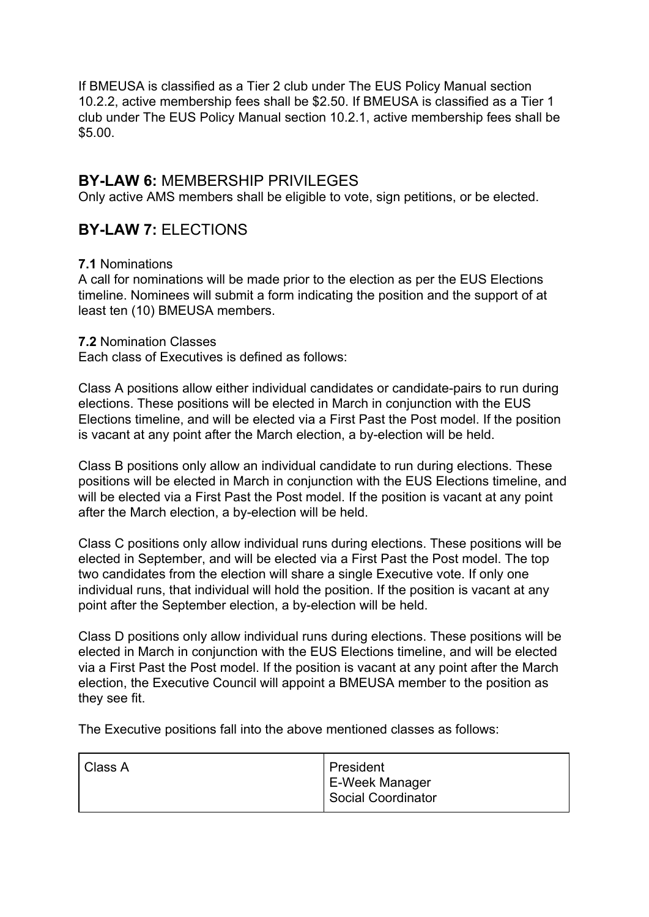If BMEUSA is classified as a Tier 2 club under The EUS Policy Manual section 10.2.2, active membership fees shall be $2.50. If BMEUSA is classified as a Tier 1 club under The EUS Policy Manual section 10.2.1, active membership fees shall be $5.00.

## **BY-LAW 6:** MEMBERSHIP PRIVILEGES

Only active AMS members shall be eligible to vote, sign petitions, or be elected.

## **BY-LAW 7:** ELECTIONS

**7.1** Nominations

A call for nominations will be made prior to the election as per the EUS Elections timeline. Nominees will submit a form indicating the position and the support of at least ten (10) BMEUSA members.

**7.2** Nomination Classes

Each class of Executives is defined as follows:

Class A positions allow either individual candidates or candidate-pairs to run during elections. These positions will be elected in March in conjunction with the EUS Elections timeline, and will be elected via a First Past the Post model. If the position is vacant at any point after the March election, a by-election will be held.

Class B positions only allow an individual candidate to run during elections. These positions will be elected in March in conjunction with the EUS Elections timeline, and will be elected via a First Past the Post model. If the position is vacant at any point after the March election, a by-election will be held.

Class C positions only allow individual runs during elections. These positions will be elected in September, and will be elected via a First Past the Post model. The top two candidates from the election will share a single Executive vote. If only one individual runs, that individual will hold the position. If the position is vacant at any point after the September election, a by-election will be held.

Class D positions only allow individual runs during elections. These positions will be elected in March in conjunction with the EUS Elections timeline, and will be elected via a First Past the Post model. If the position is vacant at any point after the March election, the Executive Council will appoint a BMEUSA member to the position as they see fit.

The Executive positions fall into the above mentioned classes as follows:

| Class A | President<br>E-Week Manager<br>Social Coordinator |
|---|---|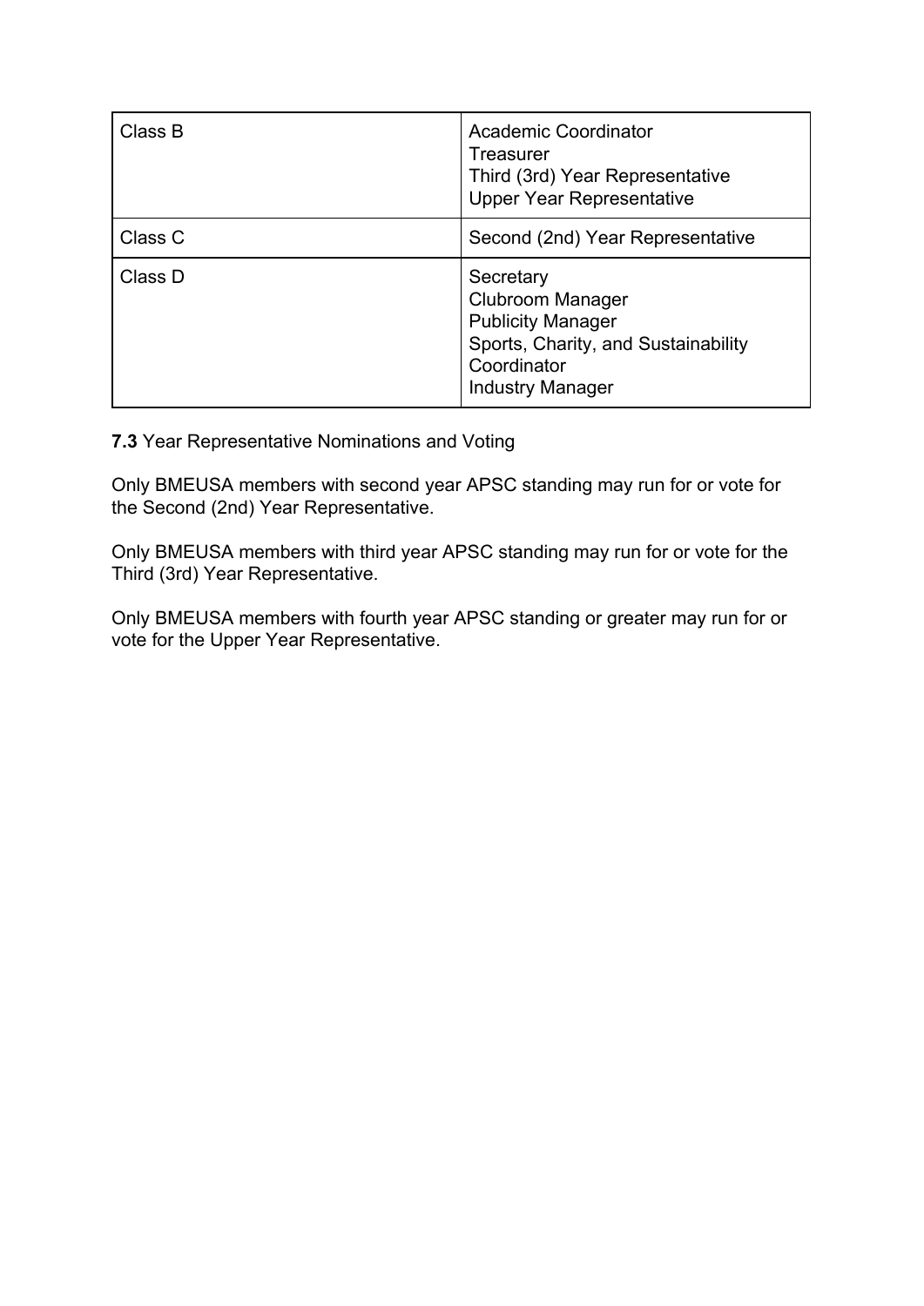| | |
|---|---|
| Class B | Academic Coordinator<br>Treasurer<br>Third (3rd) Year Representative<br>Upper Year Representative |
| Class C | Second (2nd) Year Representative |
| Class D | Secretary<br>Clubroom Manager<br>Publicity Manager<br>Sports, Charity, and Sustainability Coordinator<br>Industry Manager |

**7.3** Year Representative Nominations and Voting

Only BMEUSA members with second year APSC standing may run for or vote for the Second (2nd) Year Representative.

Only BMEUSA members with third year APSC standing may run for or vote for the Third (3rd) Year Representative.

Only BMEUSA members with fourth year APSC standing or greater may run for or vote for the Upper Year Representative.